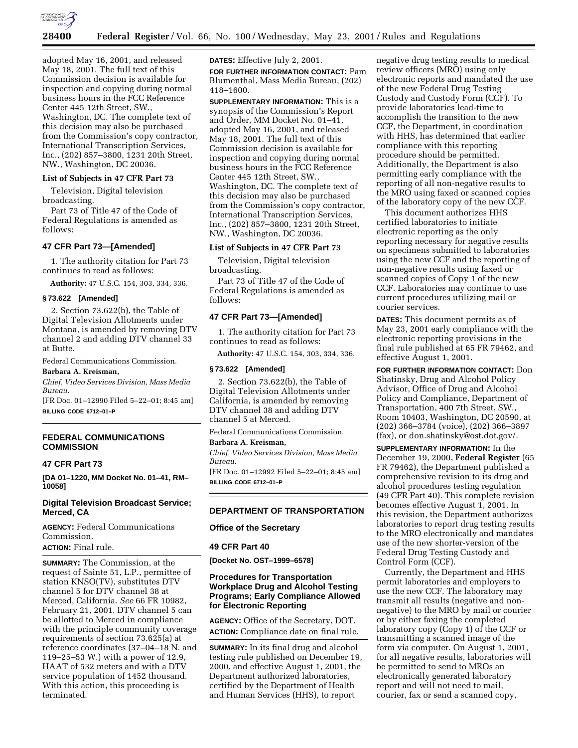adopted May 16, 2001, and released May 18, 2001. The full text of this Commission decision is available for inspection and copying during normal business hours in the FCC Reference Center 445 12th Street, SW., Washington, DC. The complete text of this decision may also be purchased from the Commission's copy contractor, International Transcription Services, Inc., (202) 857–3800, 1231 20th Street, NW., Washington, DC 20036.

**List of Subjects in 47 CFR Part 73**

Television, Digital television broadcasting.

Part 73 of Title 47 of the Code of Federal Regulations is amended as follows:

## 47 CFR Part 73—[Amended]

1. The authority citation for Part 73 continues to read as follows:

**Authority:** 47 U.S.C. 154, 303, 334, 336.

### § 73.622 [Amended]

2. Section 73.622(b), the Table of Digital Television Allotments under Montana, is amended by removing DTV channel 2 and adding DTV channel 33 at Butte.

Federal Communications Commission.

**Barbara A. Kreisman,**

*Chief, Video Services Division, Mass Media Bureau.*

[FR Doc. 01–12990 Filed 5–22–01; 8:45 am]

**BILLING CODE 6712–01–P**

---

## FEDERAL COMMUNICATIONS COMMISSION

### 47 CFR Part 73

**[DA 01–1220, MM Docket No. 01–41, RM–10058]**

### Digital Television Broadcast Service; Merced, CA

**AGENCY:** Federal Communications Commission.

**ACTION:** Final rule.

**SUMMARY:** The Commission, at the request of Sainte 51, L.P., permittee of station KNSO(TV), substitutes DTV channel 5 for DTV channel 38 at Merced, California. *See* 66 FR 10982, February 21, 2001. DTV channel 5 can be allotted to Merced in compliance with the principle community coverage requirements of section 73.625(a) at reference coordinates (37–04–18 N. and 119–25–53 W.) with a power of 12.9, HAAT of 532 meters and with a DTV service population of 1452 thousand. With this action, this proceeding is terminated.

**DATES:** Effective July 2, 2001.

**FOR FURTHER INFORMATION CONTACT:** Pam Blumenthal, Mass Media Bureau, (202) 418–1600.

**SUPPLEMENTARY INFORMATION:** This is a synopsis of the Commission's Report and Order, MM Docket No. 01–41, adopted May 16, 2001, and released May 18, 2001. The full text of this Commission decision is available for inspection and copying during normal business hours in the FCC Reference Center 445 12th Street, SW., Washington, DC. The complete text of this decision may also be purchased from the Commission's copy contractor, International Transcription Services, Inc., (202) 857–3800, 1231 20th Street, NW., Washington, DC 20036.

**List of Subjects in 47 CFR Part 73**

Television, Digital television broadcasting.

Part 73 of Title 47 of the Code of Federal Regulations is amended as follows:

## 47 CFR Part 73—[Amended]

1. The authority citation for Part 73 continues to read as follows:

**Authority:** 47 U.S.C. 154, 303, 334, 336.

### § 73.622 [Amended]

2. Section 73.622(b), the Table of Digital Television Allotments under California, is amended by removing DTV channel 38 and adding DTV channel 5 at Merced.

Federal Communications Commission.

**Barbara A. Kreisman,**

*Chief, Video Services Division, Mass Media Bureau.*

[FR Doc. 01–12992 Filed 5–22–01; 8:45 am]

**BILLING CODE 6712–01–P**

---

## DEPARTMENT OF TRANSPORTATION

### Office of the Secretary

### 49 CFR Part 40

**[Docket No. OST–1999–6578]**

### Procedures for Transportation Workplace Drug and Alcohol Testing Programs; Early Compliance Allowed for Electronic Reporting

**AGENCY:** Office of the Secretary, DOT.

**ACTION:** Compliance date on final rule.

**SUMMARY:** In its final drug and alcohol testing rule published on December 19, 2000, and effective August 1, 2001, the Department authorized laboratories, certified by the Department of Health and Human Services (HHS), to report negative drug testing results to medical review officers (MRO) using only electronic reports and mandated the use of the new Federal Drug Testing Custody and Custody Form (CCF). To provide laboratories lead-time to accomplish the transition to the new CCF, the Department, in coordination with HHS, has determined that earlier compliance with this reporting procedure should be permitted. Additionally, the Department is also permitting early compliance with the reporting of all non-negative results to the MRO using faxed or scanned copies of the laboratory copy of the new CCF.

This document authorizes HHS certified laboratories to initiate electronic reporting as the only reporting necessary for negative results on specimens submitted to laboratories using the new CCF and the reporting of non-negative results using faxed or scanned copies of Copy 1 of the new CCF. Laboratories may continue to use current procedures utilizing mail or courier services.

**DATES:** This document permits as of May 23, 2001 early compliance with the electronic reporting provisions in the final rule published at 65 FR 79462, and effective August 1, 2001.

**FOR FURTHER INFORMATION CONTACT:** Don Shatinsky, Drug and Alcohol Policy Advisor, Office of Drug and Alcohol Policy and Compliance, Department of Transportation, 400 7th Street, SW., Room 10403, Washington, DC 20590, at (202) 366–3784 (voice), (202) 366–3897 (fax), or don.shatinsky@ost.dot.gov/.

**SUPPLEMENTARY INFORMATION:** In the December 19, 2000, **Federal Register** (65 FR 79462), the Department published a comprehensive revision to its drug and alcohol procedures testing regulation (49 CFR Part 40). This complete revision becomes effective August 1, 2001. In this revision, the Department authorizes laboratories to report drug testing results to the MRO electronically and mandates use of the new shorter-version of the Federal Drug Testing Custody and Control Form (CCF).

Currently, the Department and HHS permit laboratories and employers to use the new CCF. The laboratory may transmit all results (negative and non-negative) to the MRO by mail or courier or by either faxing the completed laboratory copy (Copy 1) of the CCF or transmitting a scanned image of the form via computer. On August 1, 2001, for all negative results, laboratories will be permitted to send to MROs an electronically generated laboratory report and will not need to mail, courier, fax or send a scanned copy,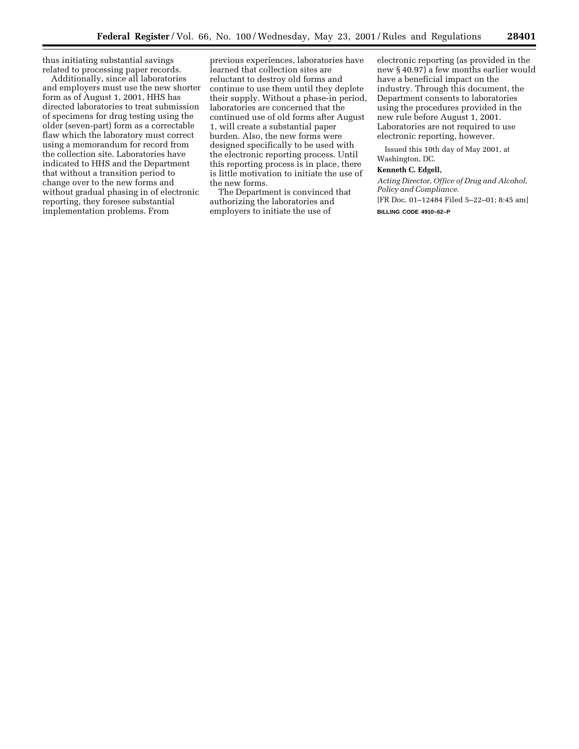thus initiating substantial savings related to processing paper records.

Additionally, since all laboratories and employers must use the new shorter form as of August 1, 2001, HHS has directed laboratories to treat submission of specimens for drug testing using the older (seven-part) form as a correctable flaw which the laboratory must correct using a memorandum for record from the collection site. Laboratories have indicated to HHS and the Department that without a transition period to change over to the new forms and without gradual phasing in of electronic reporting, they foresee substantial implementation problems. From previous experiences, laboratories have learned that collection sites are reluctant to destroy old forms and continue to use them until they deplete their supply. Without a phase-in period, laboratories are concerned that the continued use of old forms after August 1, will create a substantial paper burden. Also, the new forms were designed specifically to be used with the electronic reporting process. Until this reporting process is in place, there is little motivation to initiate the use of the new forms.

The Department is convinced that authorizing the laboratories and employers to initiate the use of electronic reporting (as provided in the new § 40.97) a few months earlier would have a beneficial impact on the industry. Through this document, the Department consents to laboratories using the procedures provided in the new rule before August 1, 2001. Laboratories are not required to use electronic reporting, however.

Issued this 10th day of May 2001, at Washington, DC.

**Kenneth C. Edgell,**

*Acting Director, Office of Drug and Alcohol, Policy and Compliance.*

[FR Doc. 01–12484 Filed 5–22–01; 8:45 am]

BILLING CODE 4910–62–P